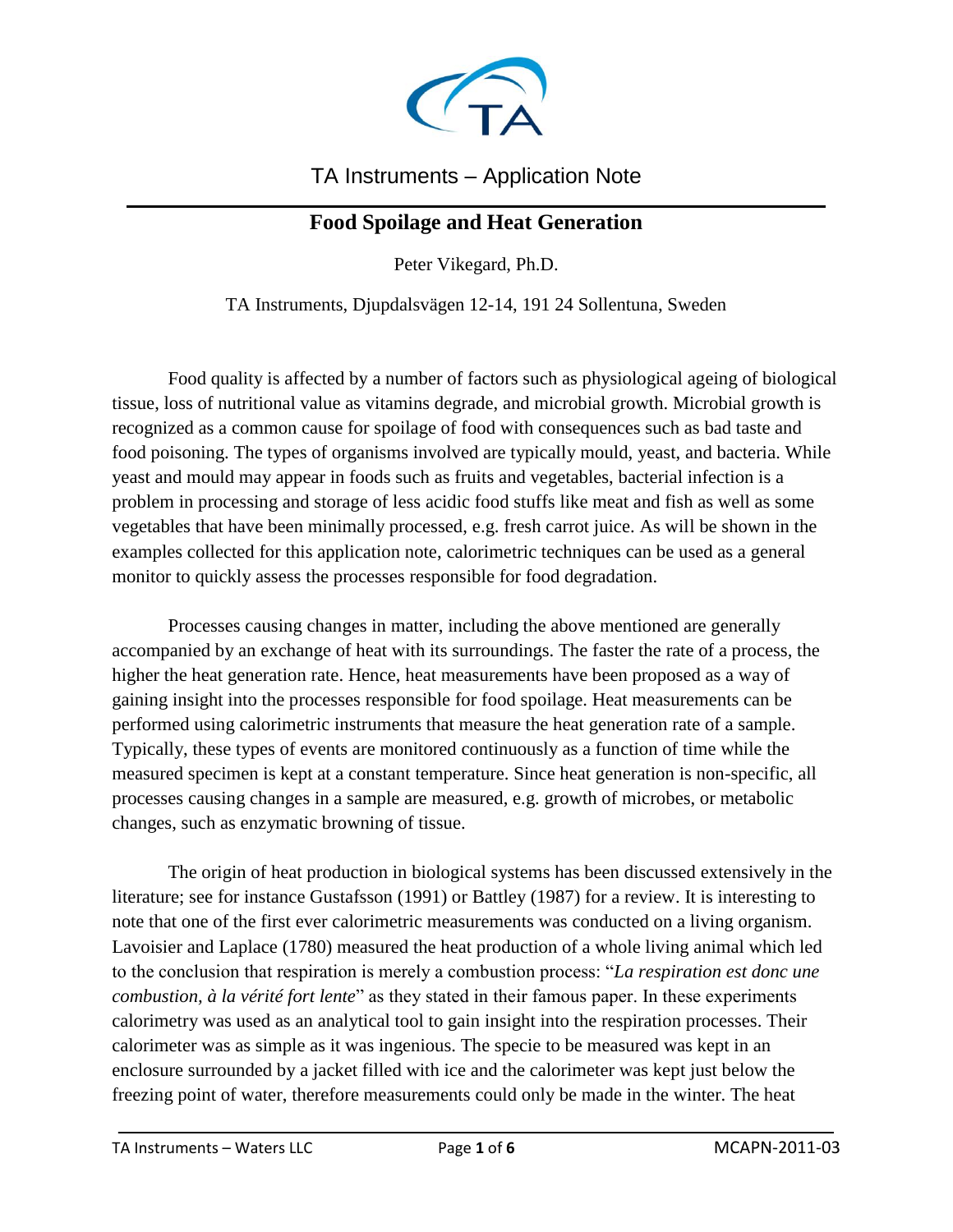TA Instruments – Application Note

# Food Spoilage and Heat Generation

Peter Vikegard, Ph.D.

TA Instruments, Djupdalsvägen 12-14, 191 24 Sollentuna, Sweden

Food quality is affected by a number of factors such as physiological ageing of biological tissue, loss of nutritional value as vitamins degrade, and microbial growth. Microbial growth is recognized as a common cause for spoilage of food with consequences such as bad taste and food poisoning. The types of organisms involved are typically mould, yeast, and bacteria. While yeast and mould may appear in foods such as fruits and vegetables, bacterial infection is a problem in processing and storage of less acidic food stuffs like meat and fish as well as some vegetables that have been minimally processed, e.g. fresh carrot juice. As will be shown in the examples collected for this application note, calorimetric techniques can be used as a general monitor to quickly assess the processes responsible for food degradation.

Processes causing changes in matter, including the above mentioned are generally accompanied by an exchange of heat with its surroundings. The faster the rate of a process, the higher the heat generation rate. Hence, heat measurements have been proposed as a way of gaining insight into the processes responsible for food spoilage. Heat measurements can be performed using calorimetric instruments that measure the heat generation rate of a sample. Typically, these types of events are monitored continuously as a function of time while the measured specimen is kept at a constant temperature. Since heat generation is non-specific, all processes causing changes in a sample are measured, e.g. growth of microbes, or metabolic changes, such as enzymatic browning of tissue.

The origin of heat production in biological systems has been discussed extensively in the literature; see for instance Gustafsson (1991) or Battley (1987) for a review. It is interesting to note that one of the first ever calorimetric measurements was conducted on a living organism. Lavoisier and Laplace (1780) measured the heat production of a whole living animal which led to the conclusion that respiration is merely a combustion process: "*La respiration est donc une combustion, à la vérité fort lente*" as they stated in their famous paper. In these experiments calorimetry was used as an analytical tool to gain insight into the respiration processes. Their calorimeter was as simple as it was ingenious. The specie to be measured was kept in an enclosure surrounded by a jacket filled with ice and the calorimeter was kept just below the freezing point of water, therefore measurements could only be made in the winter. The heat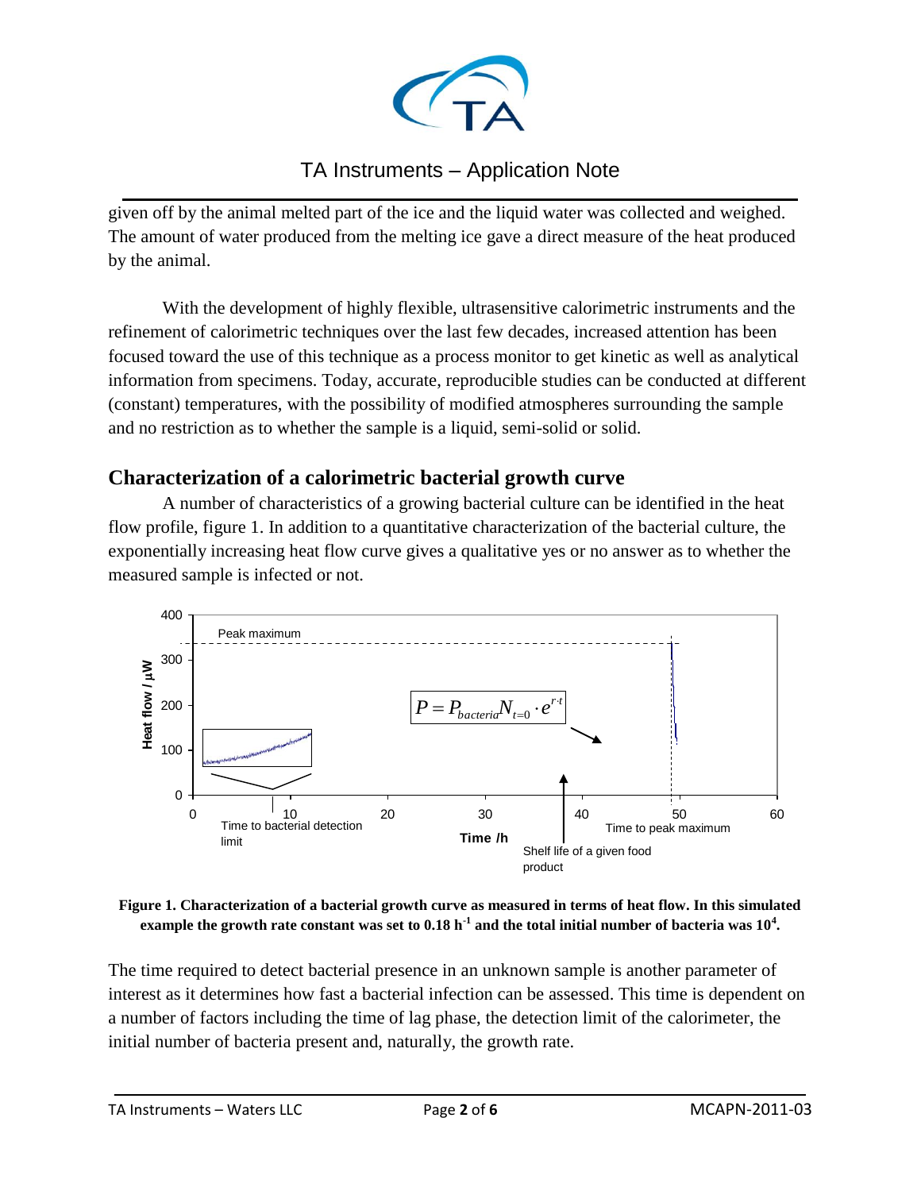given off by the animal melted part of the ice and the liquid water was collected and weighed. The amount of water produced from the melting ice gave a direct measure of the heat produced by the animal.

With the development of highly flexible, ultrasensitive calorimetric instruments and the refinement of calorimetric techniques over the last few decades, increased attention has been focused toward the use of this technique as a process monitor to get kinetic as well as analytical information from specimens. Today, accurate, reproducible studies can be conducted at different (constant) temperatures, with the possibility of modified atmospheres surrounding the sample and no restriction as to whether the sample is a liquid, semi-solid or solid.

## Characterization of a calorimetric bacterial growth curve

A number of characteristics of a growing bacterial culture can be identified in the heat flow profile, figure 1. In addition to a quantitative characterization of the bacterial culture, the exponentially increasing heat flow curve gives a qualitative yes or no answer as to whether the measured sample is infected or not.

$$P = P_{bacteria} N_{t=0} \cdot e^{r \cdot t}$$

**Figure 1. Characterization of a bacterial growth curve as measured in terms of heat flow. In this simulated example the growth rate constant was set to 0.18 h$^{-1}$ and the total initial number of bacteria was $10^4$.**

The time required to detect bacterial presence in an unknown sample is another parameter of interest as it determines how fast a bacterial infection can be assessed. This time is dependent on a number of factors including the time of lag phase, the detection limit of the calorimeter, the initial number of bacteria present and, naturally, the growth rate.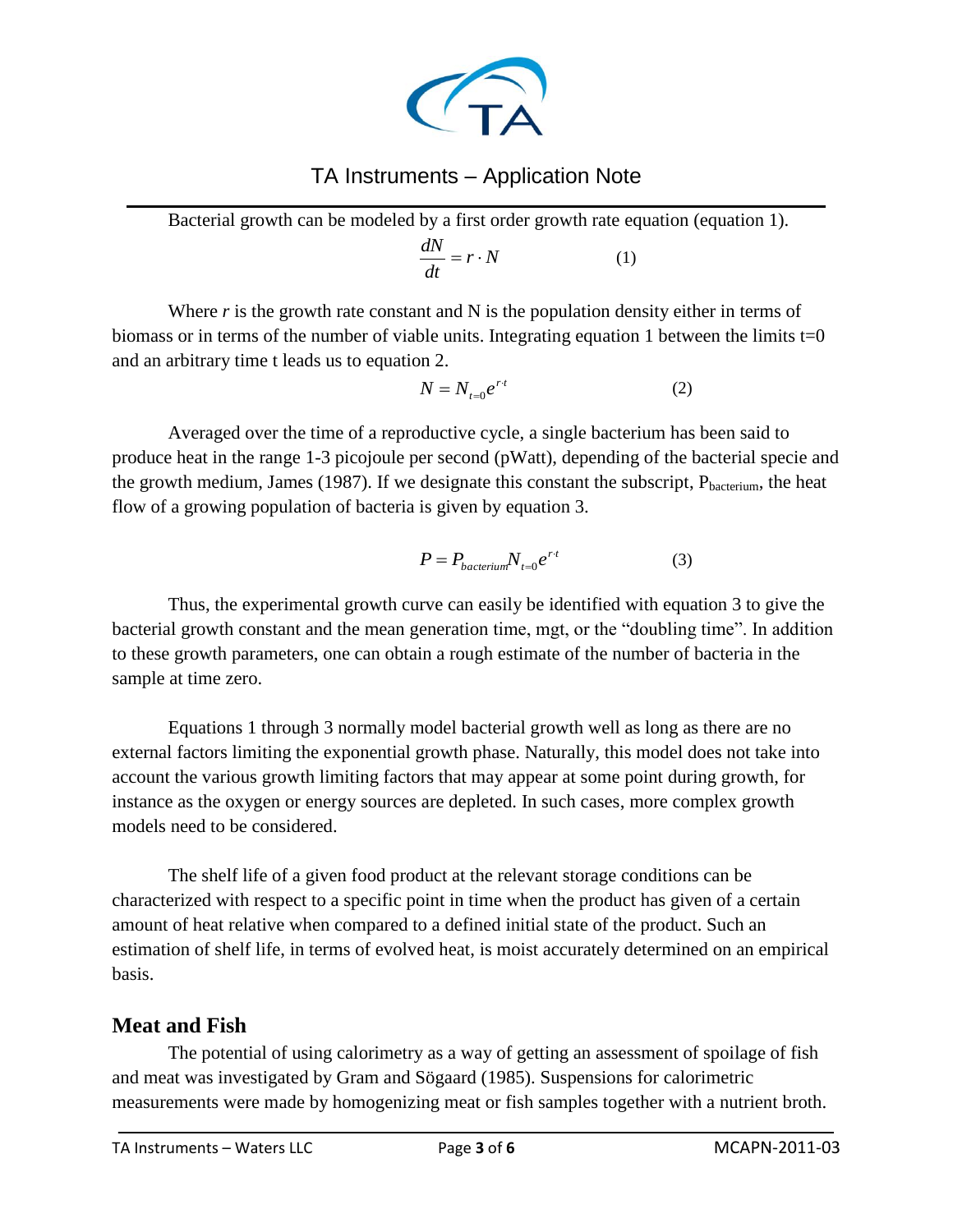Bacterial growth can be modeled by a first order growth rate equation (equation 1).

$$\frac{dN}{dt} = r \cdot N \qquad (1)$$

Where $r$ is the growth rate constant and N is the population density either in terms of biomass or in terms of the number of viable units. Integrating equation 1 between the limits t=0 and an arbitrary time t leads us to equation 2.

$$N = N_{t=0} e^{r \cdot t} \qquad (2)$$

Averaged over the time of a reproductive cycle, a single bacterium has been said to produce heat in the range 1-3 picojoule per second (pWatt), depending of the bacterial specie and the growth medium, James (1987). If we designate this constant the subscript, $P_{bacterium}$, the heat flow of a growing population of bacteria is given by equation 3.

$$P = P_{bacterium} N_{t=0} e^{r \cdot t} \qquad (3)$$

Thus, the experimental growth curve can easily be identified with equation 3 to give the bacterial growth constant and the mean generation time, mgt, or the "doubling time". In addition to these growth parameters, one can obtain a rough estimate of the number of bacteria in the sample at time zero.

Equations 1 through 3 normally model bacterial growth well as long as there are no external factors limiting the exponential growth phase. Naturally, this model does not take into account the various growth limiting factors that may appear at some point during growth, for instance as the oxygen or energy sources are depleted. In such cases, more complex growth models need to be considered.

The shelf life of a given food product at the relevant storage conditions can be characterized with respect to a specific point in time when the product has given of a certain amount of heat relative when compared to a defined initial state of the product. Such an estimation of shelf life, in terms of evolved heat, is moist accurately determined on an empirical basis.

## Meat and Fish

The potential of using calorimetry as a way of getting an assessment of spoilage of fish and meat was investigated by Gram and Sögaard (1985). Suspensions for calorimetric measurements were made by homogenizing meat or fish samples together with a nutrient broth.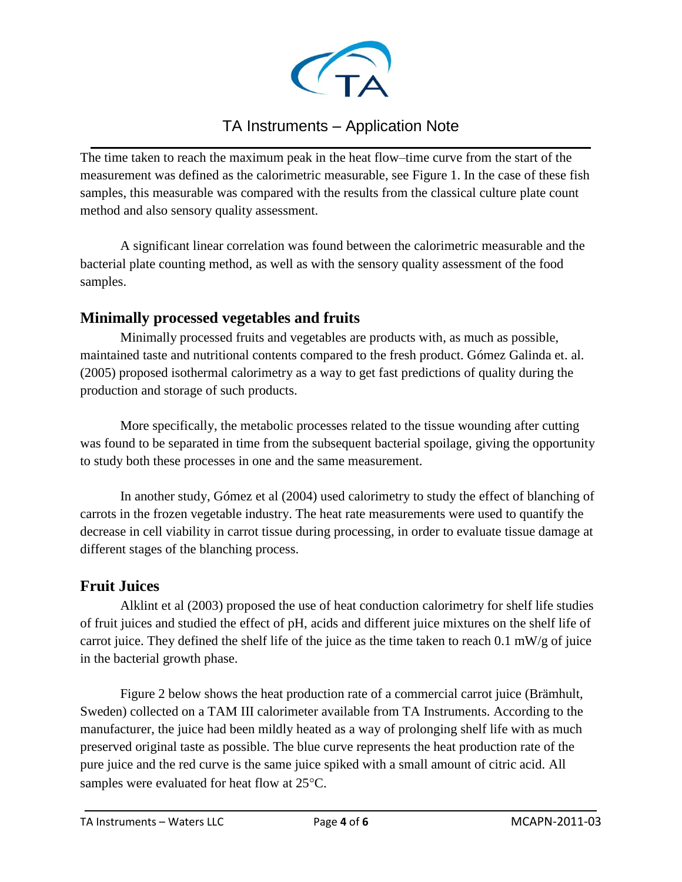The time taken to reach the maximum peak in the heat flow–time curve from the start of the measurement was defined as the calorimetric measurable, see Figure 1. In the case of these fish samples, this measurable was compared with the results from the classical culture plate count method and also sensory quality assessment.

A significant linear correlation was found between the calorimetric measurable and the bacterial plate counting method, as well as with the sensory quality assessment of the food samples.

## Minimally processed vegetables and fruits

Minimally processed fruits and vegetables are products with, as much as possible, maintained taste and nutritional contents compared to the fresh product. Gómez Galinda et. al. (2005) proposed isothermal calorimetry as a way to get fast predictions of quality during the production and storage of such products.

More specifically, the metabolic processes related to the tissue wounding after cutting was found to be separated in time from the subsequent bacterial spoilage, giving the opportunity to study both these processes in one and the same measurement.

In another study, Gómez et al (2004) used calorimetry to study the effect of blanching of carrots in the frozen vegetable industry. The heat rate measurements were used to quantify the decrease in cell viability in carrot tissue during processing, in order to evaluate tissue damage at different stages of the blanching process.

## Fruit Juices

Alklint et al (2003) proposed the use of heat conduction calorimetry for shelf life studies of fruit juices and studied the effect of pH, acids and different juice mixtures on the shelf life of carrot juice. They defined the shelf life of the juice as the time taken to reach 0.1 mW/g of juice in the bacterial growth phase.

Figure 2 below shows the heat production rate of a commercial carrot juice (Brämhult, Sweden) collected on a TAM III calorimeter available from TA Instruments. According to the manufacturer, the juice had been mildly heated as a way of prolonging shelf life with as much preserved original taste as possible. The blue curve represents the heat production rate of the pure juice and the red curve is the same juice spiked with a small amount of citric acid. All samples were evaluated for heat flow at 25°C.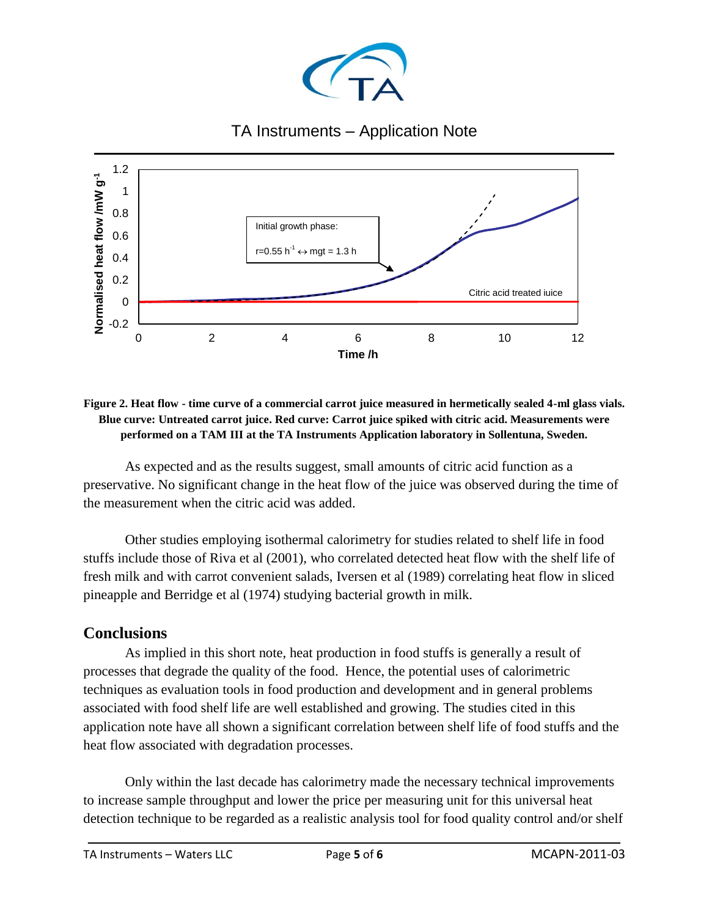**Figure 2. Heat flow - time curve of a commercial carrot juice measured in hermetically sealed 4-ml glass vials. Blue curve: Untreated carrot juice. Red curve: Carrot juice spiked with citric acid. Measurements were performed on a TAM III at the TA Instruments Application laboratory in Sollentuna, Sweden.**

As expected and as the results suggest, small amounts of citric acid function as a preservative. No significant change in the heat flow of the juice was observed during the time of the measurement when the citric acid was added.

Other studies employing isothermal calorimetry for studies related to shelf life in food stuffs include those of Riva et al (2001), who correlated detected heat flow with the shelf life of fresh milk and with carrot convenient salads, Iversen et al (1989) correlating heat flow in sliced pineapple and Berridge et al (1974) studying bacterial growth in milk.

## Conclusions

As implied in this short note, heat production in food stuffs is generally a result of processes that degrade the quality of the food. Hence, the potential uses of calorimetric techniques as evaluation tools in food production and development and in general problems associated with food shelf life are well established and growing. The studies cited in this application note have all shown a significant correlation between shelf life of food stuffs and the heat flow associated with degradation processes.

Only within the last decade has calorimetry made the necessary technical improvements to increase sample throughput and lower the price per measuring unit for this universal heat detection technique to be regarded as a realistic analysis tool for food quality control and/or shelf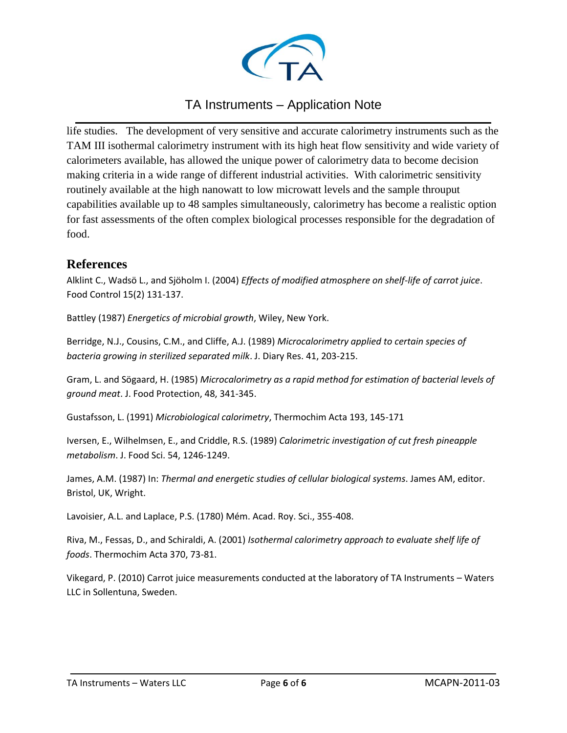life studies. The development of very sensitive and accurate calorimetry instruments such as the TAM III isothermal calorimetry instrument with its high heat flow sensitivity and wide variety of calorimeters available, has allowed the unique power of calorimetry data to become decision making criteria in a wide range of different industrial activities. With calorimetric sensitivity routinely available at the high nanowatt to low microwatt levels and the sample throuput capabilities available up to 48 samples simultaneously, calorimetry has become a realistic option for fast assessments of the often complex biological processes responsible for the degradation of food.

## References

Alklint C., Wadsö L., and Sjöholm I. (2004) *Effects of modified atmosphere on shelf-life of carrot juice*. Food Control 15(2) 131-137.

Battley (1987) *Energetics of microbial growth*, Wiley, New York.

Berridge, N.J., Cousins, C.M., and Cliffe, A.J. (1989) *Microcalorimetry applied to certain species of bacteria growing in sterilized separated milk*. J. Diary Res. 41, 203-215.

Gram, L. and Sögaard, H. (1985) *Microcalorimetry as a rapid method for estimation of bacterial levels of ground meat*. J. Food Protection, 48, 341-345.

Gustafsson, L. (1991) *Microbiological calorimetry*, Thermochim Acta 193, 145-171

Iversen, E., Wilhelmsen, E., and Criddle, R.S. (1989) *Calorimetric investigation of cut fresh pineapple metabolism*. J. Food Sci. 54, 1246-1249.

James, A.M. (1987) In: *Thermal and energetic studies of cellular biological systems*. James AM, editor. Bristol, UK, Wright.

Lavoisier, A.L. and Laplace, P.S. (1780) Mém. Acad. Roy. Sci., 355-408.

Riva, M., Fessas, D., and Schiraldi, A. (2001) *Isothermal calorimetry approach to evaluate shelf life of foods*. Thermochim Acta 370, 73-81.

Vikegard, P. (2010) Carrot juice measurements conducted at the laboratory of TA Instruments – Waters LLC in Sollentuna, Sweden.